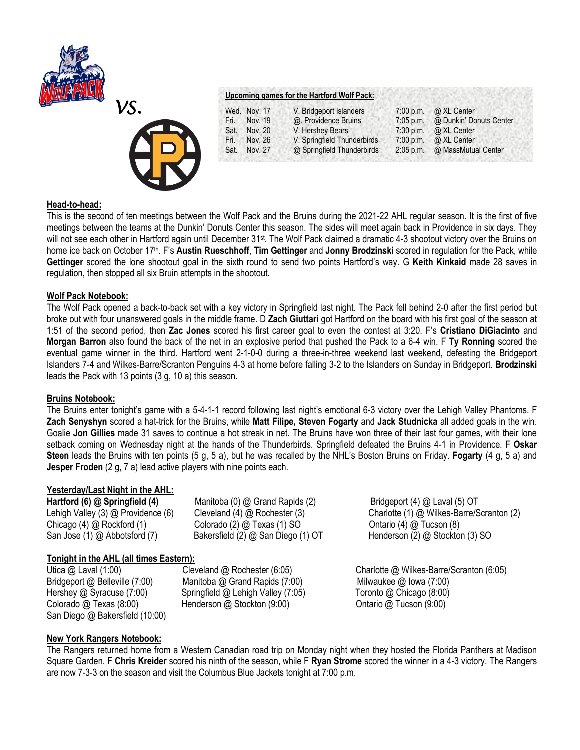vs.

**Upcoming games for the Hartford Wolf Pack:**

| | | | | |
|---|---|---|---|---|
| Wed. | Nov. 17 | V. Bridgeport Islanders | 7:00 p.m. | @ XL Center |
| Fri. | Nov. 19 | @. Providence Bruins | 7:05 p.m. | @ Dunkin' Donuts Center |
| Sat. | Nov. 20 | V. Hershey Bears | 7:30 p.m. | @ XL Center |
| Fri. | Nov. 26 | V. Springfield Thunderbirds | 7:00 p.m. | @ XL Center |
| Sat. | Nov. 27 | @ Springfield Thunderbirds | 2:05 p.m. | @ MassMutual Center |

## Head-to-head:

This is the second of ten meetings between the Wolf Pack and the Bruins during the 2021-22 AHL regular season. It is the first of five meetings between the teams at the Dunkin' Donuts Center this season. The sides will meet again back in Providence in six days. They will not see each other in Hartford again until December 31st. The Wolf Pack claimed a dramatic 4-3 shootout victory over the Bruins on home ice back on October 17th. F's **Austin Rueschhoff**, **Tim Gettinger** and **Jonny Brodzinski** scored in regulation for the Pack, while **Gettinger** scored the lone shootout goal in the sixth round to send two points Hartford's way. G **Keith Kinkaid** made 28 saves in regulation, then stopped all six Bruin attempts in the shootout.

## Wolf Pack Notebook:

The Wolf Pack opened a back-to-back set with a key victory in Springfield last night. The Pack fell behind 2-0 after the first period but broke out with four unanswered goals in the middle frame. D **Zach Giuttari** got Hartford on the board with his first goal of the season at 1:51 of the second period, then **Zac Jones** scored his first career goal to even the contest at 3:20. F's **Cristiano DiGiacinto** and **Morgan Barron** also found the back of the net in an explosive period that pushed the Pack to a 6-4 win. F **Ty Ronning** scored the eventual game winner in the third. Hartford went 2-1-0-0 during a three-in-three weekend last weekend, defeating the Bridgeport Islanders 7-4 and Wilkes-Barre/Scranton Penguins 4-3 at home before falling 3-2 to the Islanders on Sunday in Bridgeport. **Brodzinski** leads the Pack with 13 points (3 g, 10 a) this season.

## Bruins Notebook:

The Bruins enter tonight's game with a 5-4-1-1 record following last night's emotional 6-3 victory over the Lehigh Valley Phantoms. F **Zach Senyshyn** scored a hat-trick for the Bruins, while **Matt Filipe, Steven Fogarty** and **Jack Studnicka** all added goals in the win. Goalie **Jon Gillies** made 31 saves to continue a hot streak in net. The Bruins have won three of their last four games, with their lone setback coming on Wednesday night at the hands of the Thunderbirds. Springfield defeated the Bruins 4-1 in Providence. F **Oskar Steen** leads the Bruins with ten points (5 g, 5 a), but he was recalled by the NHL's Boston Bruins on Friday. **Fogarty** (4 g, 5 a) and **Jesper Froden** (2 g, 7 a) lead active players with nine points each.

## Yesterday/Last Night in the AHL:

**Hartford (6) @ Springfield (4)**
Lehigh Valley (3) @ Providence (6)
Chicago (4) @ Rockford (1)
San Jose (1) @ Abbotsford (7)
Manitoba (0) @ Grand Rapids (2)
Cleveland (4) @ Rochester (3)
Colorado (2) @ Texas (1) SO
Bakersfield (2) @ San Diego (1) OT
Bridgeport (4) @ Laval (5) OT
Charlotte (1) @ Wilkes-Barre/Scranton (2)
Ontario (4) @ Tucson (8)
Henderson (2) @ Stockton (3) SO

## Tonight in the AHL (all times Eastern):

Utica @ Laval (1:00)
Bridgeport @ Belleville (7:00)
Hershey @ Syracuse (7:00)
Colorado @ Texas (8:00)
San Diego @ Bakersfield (10:00)
Cleveland @ Rochester (6:05)
Manitoba @ Grand Rapids (7:00)
Springfield @ Lehigh Valley (7:05)
Henderson @ Stockton (9:00)
Charlotte @ Wilkes-Barre/Scranton (6:05)
Milwaukee @ Iowa (7:00)
Toronto @ Chicago (8:00)
Ontario @ Tucson (9:00)

## New York Rangers Notebook:

The Rangers returned home from a Western Canadian road trip on Monday night when they hosted the Florida Panthers at Madison Square Garden. F **Chris Kreider** scored his ninth of the season, while F **Ryan Strome** scored the winner in a 4-3 victory. The Rangers are now 7-3-3 on the season and visit the Columbus Blue Jackets tonight at 7:00 p.m.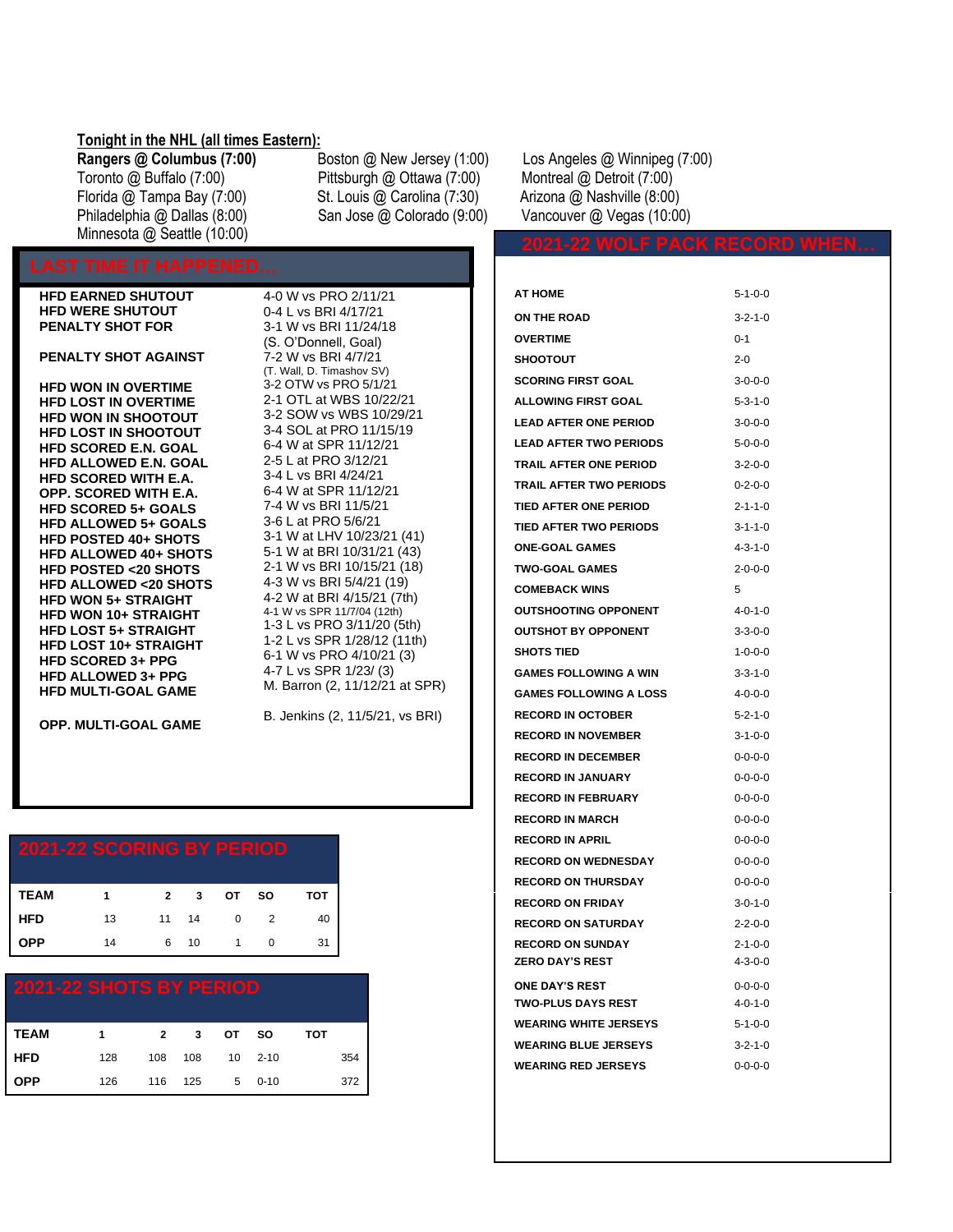**Tonight in the NHL (all times Eastern):**

**Rangers @ Columbus (7:00)**
Toronto @ Buffalo (7:00)
Florida @ Tampa Bay (7:00)
Philadelphia @ Dallas (8:00)
Minnesota @ Seattle (10:00)
Boston @ New Jersey (1:00)
Pittsburgh @ Ottawa (7:00)
St. Louis @ Carolina (7:30)
San Jose @ Colorado (9:00)
Los Angeles @ Winnipeg (7:00)
Montreal @ Detroit (7:00)
Arizona @ Nashville (8:00)
Vancouver @ Vegas (10:00)

## LAST TIME IT HAPPENED…

| | |
|---|---|
| **HFD EARNED SHUTOUT** | 4-0 W vs PRO 2/11/21 |
| **HFD WERE SHUTOUT** | 0-4 L vs BRI 4/17/21 |
| **PENALTY SHOT FOR** | 3-1 W vs BRI 11/24/18 (S. O'Donnell, Goal) |
| **PENALTY SHOT AGAINST** | 7-2 W vs BRI 4/7/21 (T. Wall, D. Timashov SV) |
| **HFD WON IN OVERTIME** | 3-2 OTW vs PRO 5/1/21 |
| **HFD LOST IN OVERTIME** | 2-1 OTL at WBS 10/22/21 |
| **HFD WON IN SHOOTOUT** | 3-2 SOW vs WBS 10/29/21 |
| **HFD LOST IN SHOOTOUT** | 3-4 SOL at PRO 11/15/19 |
| **HFD SCORED E.N. GOAL** | 6-4 W at SPR 11/12/21 |
| **HFD ALLOWED E.N. GOAL** | 2-5 L at PRO 3/12/21 |
| **HFD SCORED WITH E.A.** | 3-4 L vs BRI 4/24/21 |
| **OPP. SCORED WITH E.A.** | 6-4 W at SPR 11/12/21 |
| **HFD SCORED 5+ GOALS** | 7-4 W vs BRI 11/5/21 |
| **HFD ALLOWED 5+ GOALS** | 3-6 L at PRO 5/6/21 |
| **HFD POSTED 40+ SHOTS** | 3-1 W at LHV 10/23/21 (41) |
| **HFD ALLOWED 40+ SHOTS** | 5-1 W at BRI 10/31/21 (43) |
| **HFD POSTED <20 SHOTS** | 2-1 W vs BRI 10/15/21 (18) |
| **HFD ALLOWED <20 SHOTS** | 4-3 W vs BRI 5/4/21 (19) |
| **HFD WON 5+ STRAIGHT** | 4-2 W at BRI 4/15/21 (7th) |
| **HFD WON 10+ STRAIGHT** | 4-1 W vs SPR 11/7/04 (12th) |
| **HFD LOST 5+ STRAIGHT** | 1-3 L vs PRO 3/11/20 (5th) |
| **HFD LOST 10+ STRAIGHT** | 1-2 L vs SPR 1/28/12 (11th) |
| **HFD SCORED 3+ PPG** | 6-1 W vs PRO 4/10/21 (3) |
| **HFD ALLOWED 3+ PPG** | 4-7 L vs SPR 1/23/ (3) |
| **HFD MULTI-GOAL GAME** | M. Barron (2, 11/12/21 at SPR) |
| **OPP. MULTI-GOAL GAME** | B. Jenkins (2, 11/5/21, vs BRI) |

## 2021-22 SCORING BY PERIOD

| TEAM | 1 | 2 | 3 | OT | SO | TOT |
|---|---|---|---|---|---|---|
| HFD | 13 | 11 | 14 | 0 | 2 | 40 |
| OPP | 14 | 6 | 10 | 1 | 0 | 31 |

## 2021-22 SHOTS BY PERIOD

| TEAM | 1 | 2 | 3 | OT | SO | TOT |
|---|---|---|---|---|---|---|
| HFD | 128 | 108 | 108 | 10 | 2-10 | 354 |
| OPP | 126 | 116 | 125 | 5 | 0-10 | 372 |

## 2021-22 WOLF PACK RECORD WHEN…

| | |
|---|---|
| AT HOME | 5-1-0-0 |
| ON THE ROAD | 3-2-1-0 |
| OVERTIME | 0-1 |
| SHOOTOUT | 2-0 |
| SCORING FIRST GOAL | 3-0-0-0 |
| ALLOWING FIRST GOAL | 5-3-1-0 |
| LEAD AFTER ONE PERIOD | 3-0-0-0 |
| LEAD AFTER TWO PERIODS | 5-0-0-0 |
| TRAIL AFTER ONE PERIOD | 3-2-0-0 |
| TRAIL AFTER TWO PERIODS | 0-2-0-0 |
| TIED AFTER ONE PERIOD | 2-1-1-0 |
| TIED AFTER TWO PERIODS | 3-1-1-0 |
| ONE-GOAL GAMES | 4-3-1-0 |
| TWO-GOAL GAMES | 2-0-0-0 |
| COMEBACK WINS | 5 |
| OUTSHOOTING OPPONENT | 4-0-1-0 |
| OUTSHOT BY OPPONENT | 3-3-0-0 |
| SHOTS TIED | 1-0-0-0 |
| GAMES FOLLOWING A WIN | 3-3-1-0 |
| GAMES FOLLOWING A LOSS | 4-0-0-0 |
| RECORD IN OCTOBER | 5-2-1-0 |
| RECORD IN NOVEMBER | 3-1-0-0 |
| RECORD IN DECEMBER | 0-0-0-0 |
| RECORD IN JANUARY | 0-0-0-0 |
| RECORD IN FEBRUARY | 0-0-0-0 |
| RECORD IN MARCH | 0-0-0-0 |
| RECORD IN APRIL | 0-0-0-0 |
| RECORD ON WEDNESDAY | 0-0-0-0 |
| RECORD ON THURSDAY | 0-0-0-0 |
| RECORD ON FRIDAY | 3-0-1-0 |
| RECORD ON SATURDAY | 2-2-0-0 |
| RECORD ON SUNDAY | 2-1-0-0 |
| ZERO DAY'S REST | 4-3-0-0 |
| ONE DAY'S REST | 0-0-0-0 |
| TWO-PLUS DAYS REST | 4-0-1-0 |
| WEARING WHITE JERSEYS | 5-1-0-0 |
| WEARING BLUE JERSEYS | 3-2-1-0 |
| WEARING RED JERSEYS | 0-0-0-0 |